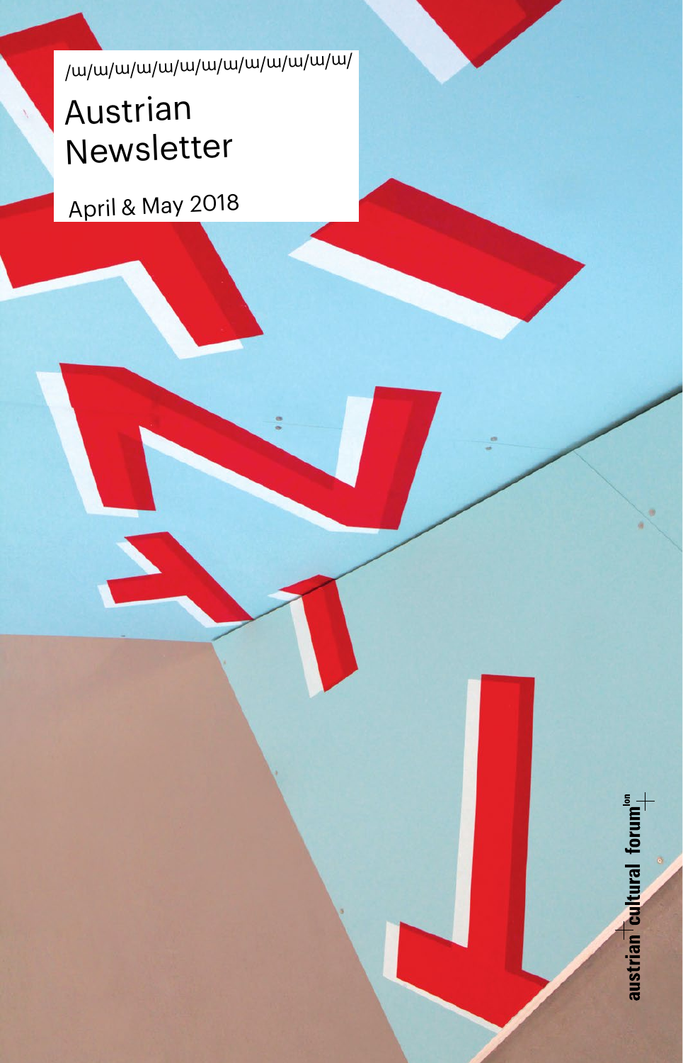/ɯ/ɯ/ɯ/ɯ/ɯ/ɯ/ɯ/ɯ/ɯ/ɯ/ɯ/ɯ/ɯ/

# Austrian Newsletter

April & May 2018

austrian cultural forum[lon]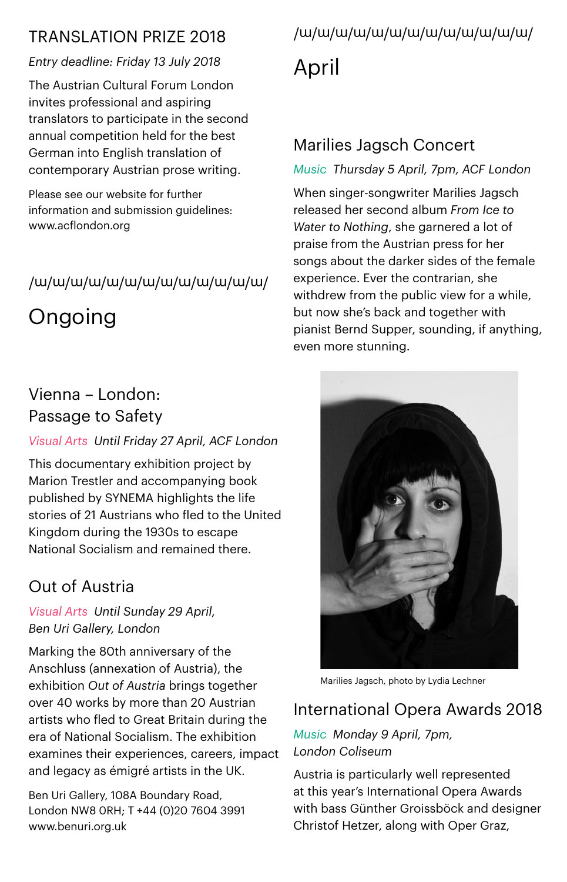## TRANSLATION PRIZE 2018

*Entry deadline: Friday 13 July 2018*

The Austrian Cultural Forum London invites professional and aspiring translators to participate in the second annual competition held for the best German into English translation of contemporary Austrian prose writing.

Please see our website for further information and submission guidelines: www.acflondon.org

/ɯ/ɯ/ɯ/ɯ/ɯ/ɯ/ɯ/ɯ/ɯ/ɯ/ɯ/ɯ/ɯ/

# Ongoing

### Vienna – London: Passage to Safety

*Visual Arts Until Friday 27 April, ACF London*

This documentary exhibition project by Marion Trestler and accompanying book published by SYNEMA highlights the life stories of 21 Austrians who fled to the United Kingdom during the 1930s to escape National Socialism and remained there.

### Out of Austria

*Visual Arts Until Sunday 29 April, Ben Uri Gallery, London*

Marking the 80th anniversary of the Anschluss (annexation of Austria), the exhibition *Out of Austria* brings together over 40 works by more than 20 Austrian artists who fled to Great Britain during the era of National Socialism. The exhibition examines their experiences, careers, impact and legacy as émigré artists in the UK.

Ben Uri Gallery, 108A Boundary Road, London NW8 0RH; T +44 (0)20 7604 3991 www.benuri.org.uk

/ɯ/ɯ/ɯ/ɯ/ɯ/ɯ/ɯ/ɯ/ɯ/ɯ/ɯ/ɯ/ɯ/

# April

### Marilies Jagsch Concert

*Music Thursday 5 April, 7pm, ACF London*

When singer-songwriter Marilies Jagsch released her second album *From Ice to Water to Nothing*, she garnered a lot of praise from the Austrian press for her songs about the darker sides of the female experience. Ever the contrarian, she withdrew from the public view for a while, but now she's back and together with pianist Bernd Supper, sounding, if anything, even more stunning.

Marilies Jagsch, photo by Lydia Lechner

### International Opera Awards 2018

*Music Monday 9 April, 7pm, London Coliseum*

Austria is particularly well represented at this year's International Opera Awards with bass Günther Groissböck and designer Christof Hetzer, along with Oper Graz,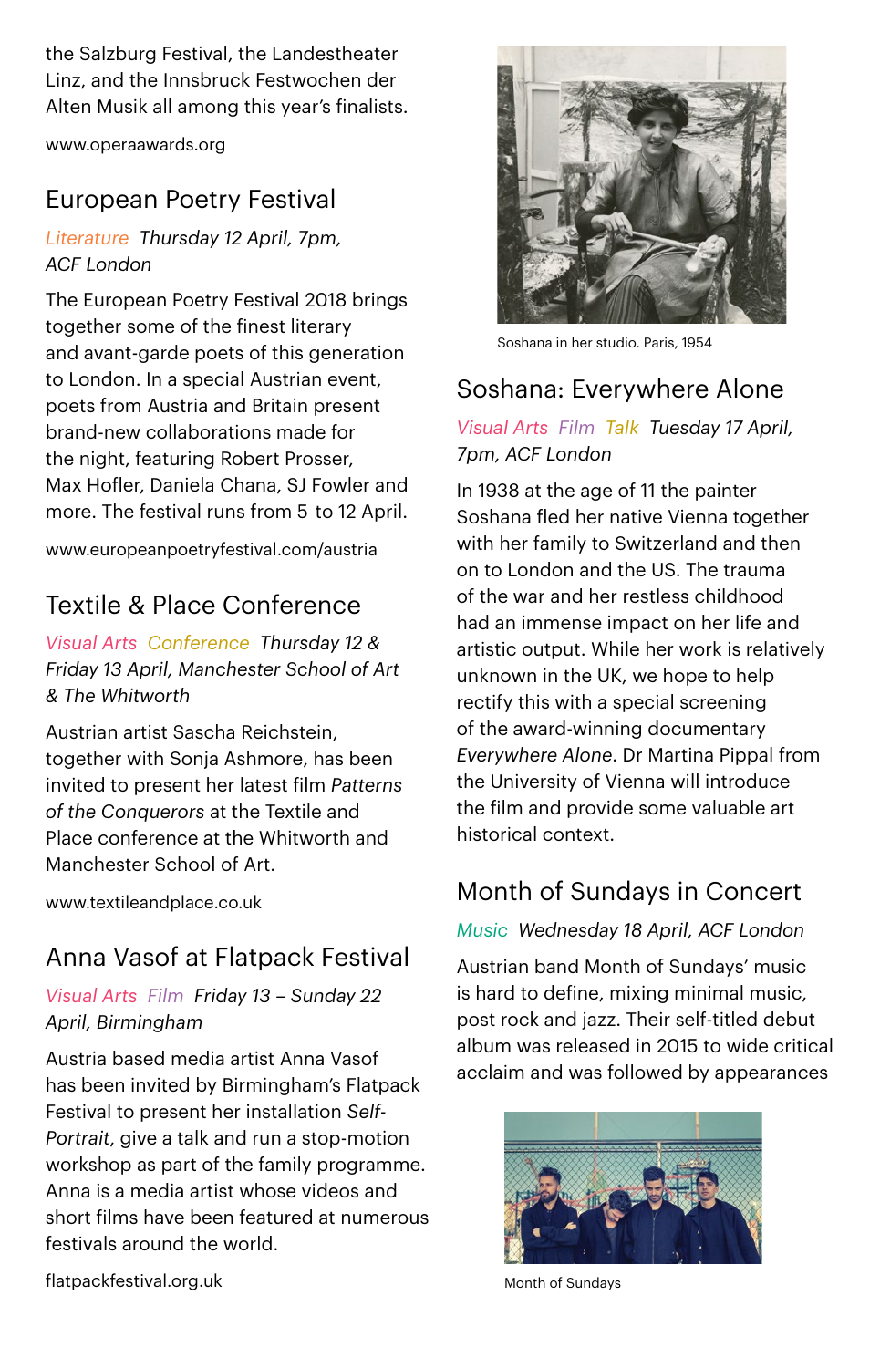the Salzburg Festival, the Landestheater Linz, and the Innsbruck Festwochen der Alten Musik all among this year's finalists.

www.operaawards.org

## European Poetry Festival

*Literature Thursday 12 April, 7pm, ACF London*

The European Poetry Festival 2018 brings together some of the finest literary and avant-garde poets of this generation to London. In a special Austrian event, poets from Austria and Britain present brand-new collaborations made for the night, featuring Robert Prosser, Max Hofler, Daniela Chana, SJ Fowler and more. The festival runs from 5 to 12 April.

www.europeanpoetryfestival.com/austria

## Textile & Place Conference

*Visual Arts Conference Thursday 12 & Friday 13 April, Manchester School of Art & The Whitworth*

Austrian artist Sascha Reichstein, together with Sonja Ashmore, has been invited to present her latest film *Patterns of the Conquerors* at the Textile and Place conference at the Whitworth and Manchester School of Art.

www.textileandplace.co.uk

## Anna Vasof at Flatpack Festival

*Visual Arts Film Friday 13 – Sunday 22 April, Birmingham*

Austria based media artist Anna Vasof has been invited by Birmingham's Flatpack Festival to present her installation *Self-Portrait*, give a talk and run a stop-motion workshop as part of the family programme. Anna is a media artist whose videos and short films have been featured at numerous festivals around the world.

flatpackfestival.org.uk

Soshana in her studio. Paris, 1954

## Soshana: Everywhere Alone

*Visual Arts Film Talk Tuesday 17 April, 7pm, ACF London*

In 1938 at the age of 11 the painter Soshana fled her native Vienna together with her family to Switzerland and then on to London and the US. The trauma of the war and her restless childhood had an immense impact on her life and artistic output. While her work is relatively unknown in the UK, we hope to help rectify this with a special screening of the award-winning documentary *Everywhere Alone*. Dr Martina Pippal from the University of Vienna will introduce the film and provide some valuable art historical context.

## Month of Sundays in Concert

*Music Wednesday 18 April, ACF London*

Austrian band Month of Sundays' music is hard to define, mixing minimal music, post rock and jazz. Their self-titled debut album was released in 2015 to wide critical acclaim and was followed by appearances

Month of Sundays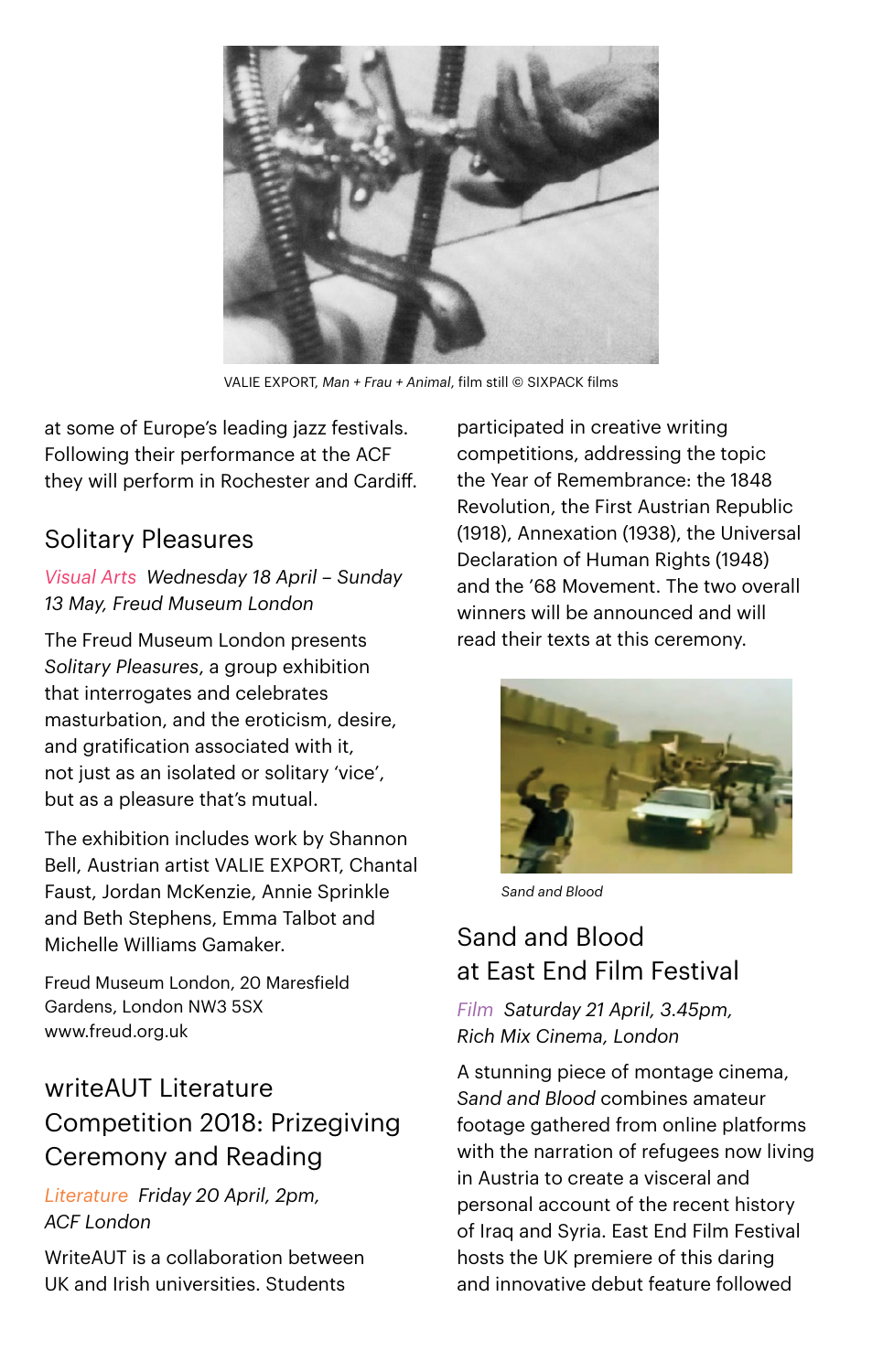VALIE EXPORT, *Man + Frau + Animal*, film still © SIXPACK films

at some of Europe's leading jazz festivals. Following their performance at the ACF they will perform in Rochester and Cardiff.

## Solitary Pleasures

Visual Arts *Wednesday 18 April – Sunday 13 May, Freud Museum London*

The Freud Museum London presents *Solitary Pleasures*, a group exhibition that interrogates and celebrates masturbation, and the eroticism, desire, and gratification associated with it, not just as an isolated or solitary 'vice', but as a pleasure that's mutual.

The exhibition includes work by Shannon Bell, Austrian artist VALIE EXPORT, Chantal Faust, Jordan McKenzie, Annie Sprinkle and Beth Stephens, Emma Talbot and Michelle Williams Gamaker.

Freud Museum London, 20 Maresfield Gardens, London NW3 5SX
www.freud.org.uk

## writeAUT Literature Competition 2018: Prizegiving Ceremony and Reading

Literature *Friday 20 April, 2pm, ACF London*

WriteAUT is a collaboration between UK and Irish universities. Students participated in creative writing competitions, addressing the topic the Year of Remembrance: the 1848 Revolution, the First Austrian Republic (1918), Annexation (1938), the Universal Declaration of Human Rights (1948) and the '68 Movement. The two overall winners will be announced and will read their texts at this ceremony.

*Sand and Blood*

## Sand and Blood at East End Film Festival

Film *Saturday 21 April, 3.45pm, Rich Mix Cinema, London*

A stunning piece of montage cinema, *Sand and Blood* combines amateur footage gathered from online platforms with the narration of refugees now living in Austria to create a visceral and personal account of the recent history of Iraq and Syria. East End Film Festival hosts the UK premiere of this daring and innovative debut feature followed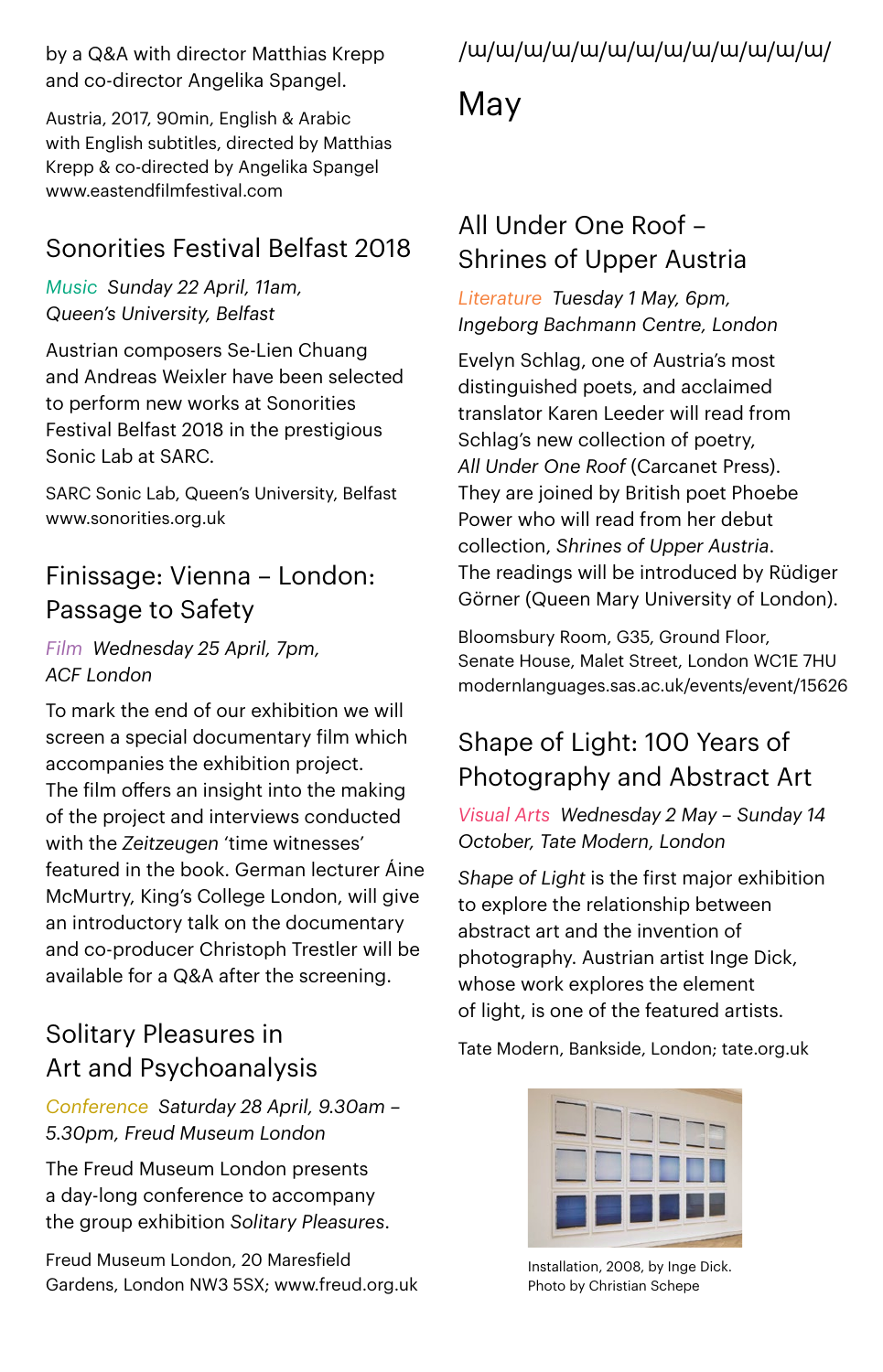by a Q&A with director Matthias Krepp and co-director Angelika Spangel.

Austria, 2017, 90min, English & Arabic with English subtitles, directed by Matthias Krepp & co-directed by Angelika Spangel
www.eastendfilmfestival.com

## Sonorities Festival Belfast 2018

*Music Sunday 22 April, 11am, Queen's University, Belfast*

Austrian composers Se-Lien Chuang and Andreas Weixler have been selected to perform new works at Sonorities Festival Belfast 2018 in the prestigious Sonic Lab at SARC.

SARC Sonic Lab, Queen's University, Belfast
www.sonorities.org.uk

## Finissage: Vienna – London: Passage to Safety

*Film Wednesday 25 April, 7pm, ACF London*

To mark the end of our exhibition we will screen a special documentary film which accompanies the exhibition project. The film offers an insight into the making of the project and interviews conducted with the *Zeitzeugen* 'time witnesses' featured in the book. German lecturer Áine McMurtry, King's College London, will give an introductory talk on the documentary and co-producer Christoph Trestler will be available for a Q&A after the screening.

## Solitary Pleasures in Art and Psychoanalysis

*Conference Saturday 28 April, 9.30am – 5.30pm, Freud Museum London*

The Freud Museum London presents a day-long conference to accompany the group exhibition *Solitary Pleasures*.

Freud Museum London, 20 Maresfield Gardens, London NW3 5SX; www.freud.org.uk

/ɯ/ɯ/ɯ/ɯ/ɯ/ɯ/ɯ/ɯ/ɯ/ɯ/ɯ/ɯ/ɯ/

# May

## All Under One Roof – Shrines of Upper Austria

*Literature Tuesday 1 May, 6pm, Ingeborg Bachmann Centre, London*

Evelyn Schlag, one of Austria's most distinguished poets, and acclaimed translator Karen Leeder will read from Schlag's new collection of poetry, *All Under One Roof* (Carcanet Press). They are joined by British poet Phoebe Power who will read from her debut collection, *Shrines of Upper Austria*. The readings will be introduced by Rüdiger Görner (Queen Mary University of London).

Bloomsbury Room, G35, Ground Floor, Senate House, Malet Street, London WC1E 7HU
modernlanguages.sas.ac.uk/events/event/15626

## Shape of Light: 100 Years of Photography and Abstract Art

*Visual Arts Wednesday 2 May – Sunday 14 October, Tate Modern, London*

*Shape of Light* is the first major exhibition to explore the relationship between abstract art and the invention of photography. Austrian artist Inge Dick, whose work explores the element of light, is one of the featured artists.

Tate Modern, Bankside, London; tate.org.uk

Installation, 2008, by Inge Dick.
Photo by Christian Schepe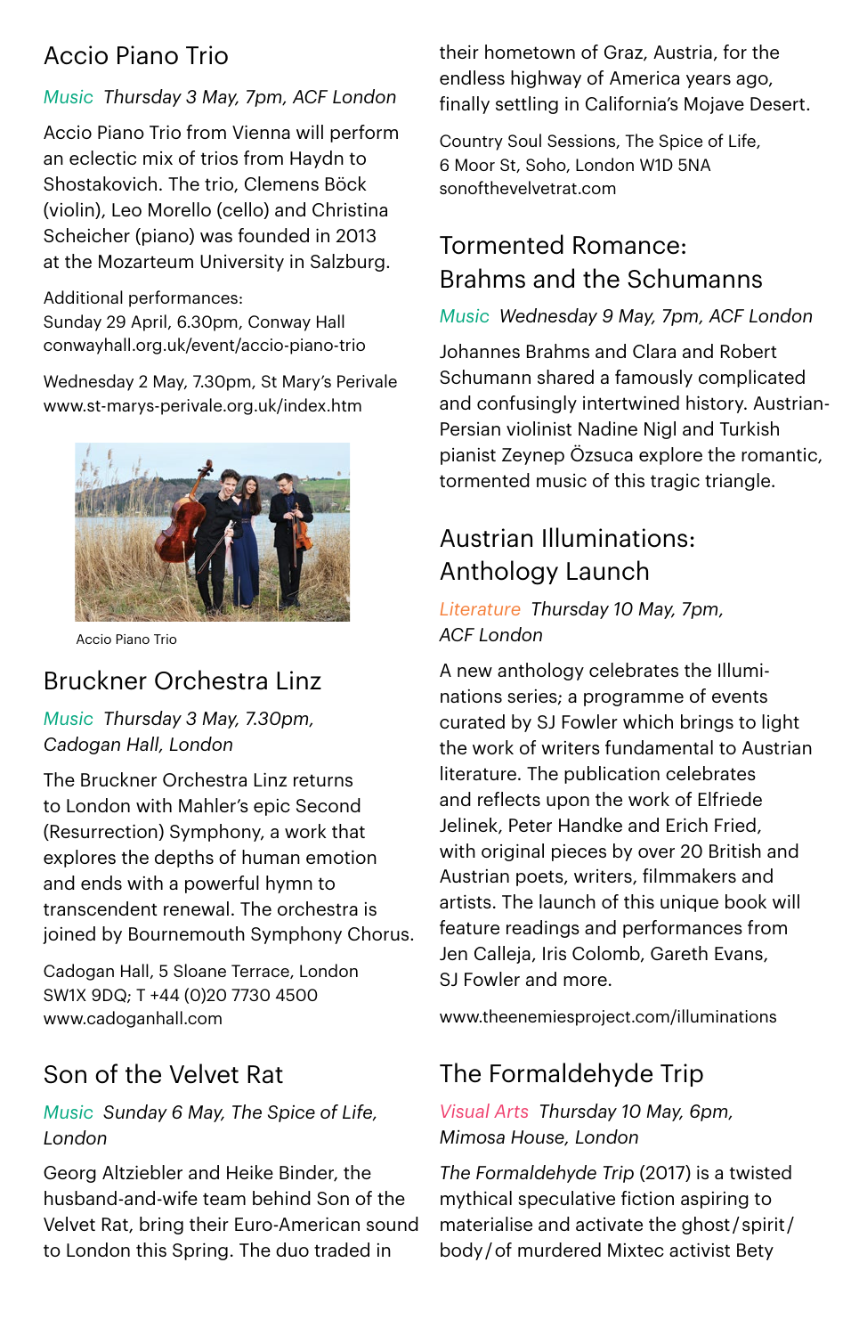## Accio Piano Trio

*Music* *Thursday 3 May, 7pm, ACF London*

Accio Piano Trio from Vienna will perform an eclectic mix of trios from Haydn to Shostakovich. The trio, Clemens Böck (violin), Leo Morello (cello) and Christina Scheicher (piano) was founded in 2013 at the Mozarteum University in Salzburg.

Additional performances:
Sunday 29 April, 6.30pm, Conway Hall
conwayhall.org.uk/event/accio-piano-trio

Wednesday 2 May, 7.30pm, St Mary's Perivale
www.st-marys-perivale.org.uk/index.htm

Accio Piano Trio

## Bruckner Orchestra Linz

*Music* *Thursday 3 May, 7.30pm, Cadogan Hall, London*

The Bruckner Orchestra Linz returns to London with Mahler's epic Second (Resurrection) Symphony, a work that explores the depths of human emotion and ends with a powerful hymn to transcendent renewal. The orchestra is joined by Bournemouth Symphony Chorus.

Cadogan Hall, 5 Sloane Terrace, London SW1X 9DQ; T +44 (0)20 7730 4500
www.cadoganhall.com

## Son of the Velvet Rat

*Music* *Sunday 6 May, The Spice of Life, London*

Georg Altziebler and Heike Binder, the husband-and-wife team behind Son of the Velvet Rat, bring their Euro-American sound to London this Spring. The duo traded in their hometown of Graz, Austria, for the endless highway of America years ago, finally settling in California's Mojave Desert.

Country Soul Sessions, The Spice of Life, 6 Moor St, Soho, London W1D 5NA
sonofthevelvetrat.com

## Tormented Romance: Brahms and the Schumanns

*Music* *Wednesday 9 May, 7pm, ACF London*

Johannes Brahms and Clara and Robert Schumann shared a famously complicated and confusingly intertwined history. Austrian-Persian violinist Nadine Nigl and Turkish pianist Zeynep Özsuca explore the romantic, tormented music of this tragic triangle.

## Austrian Illuminations: Anthology Launch

*Literature* *Thursday 10 May, 7pm, ACF London*

A new anthology celebrates the Illuminations series; a programme of events curated by SJ Fowler which brings to light the work of writers fundamental to Austrian literature. The publication celebrates and reflects upon the work of Elfriede Jelinek, Peter Handke and Erich Fried, with original pieces by over 20 British and Austrian poets, writers, filmmakers and artists. The launch of this unique book will feature readings and performances from Jen Calleja, Iris Colomb, Gareth Evans, SJ Fowler and more.

www.theenemiesproject.com/illuminations

## The Formaldehyde Trip

*Visual Arts* *Thursday 10 May, 6pm, Mimosa House, London*

*The Formaldehyde Trip* (2017) is a twisted mythical speculative fiction aspiring to materialise and activate the ghost/spirit/body/of murdered Mixtec activist Bety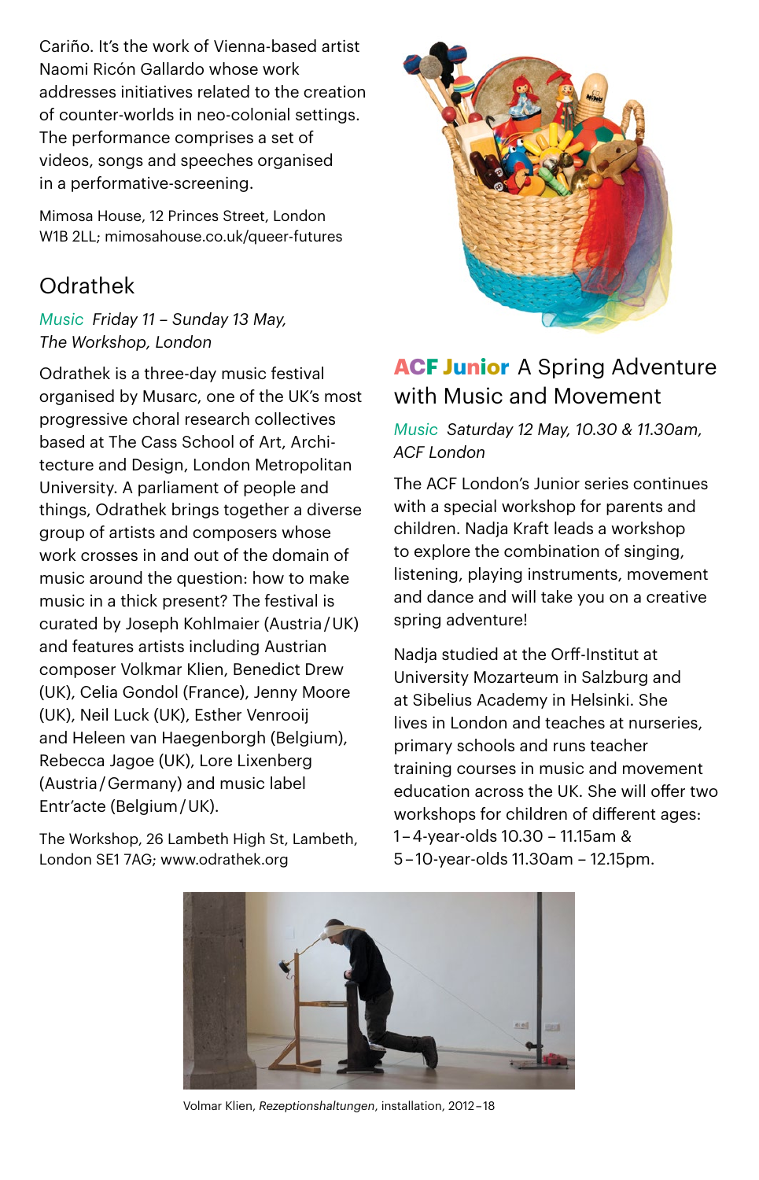Cariño. It's the work of Vienna-based artist Naomi Ricón Gallardo whose work addresses initiatives related to the creation of counter-worlds in neo-colonial settings. The performance comprises a set of videos, songs and speeches organised in a performative-screening.

Mimosa House, 12 Princes Street, London W1B 2LL; mimosahouse.co.uk/queer-futures

## Odrathek

*Music Friday 11 – Sunday 13 May, The Workshop, London*

Odrathek is a three-day music festival organised by Musarc, one of the UK's most progressive choral research collectives based at The Cass School of Art, Architecture and Design, London Metropolitan University. A parliament of people and things, Odrathek brings together a diverse group of artists and composers whose work crosses in and out of the domain of music around the question: how to make music in a thick present? The festival is curated by Joseph Kohlmaier (Austria/UK) and features artists including Austrian composer Volkmar Klien, Benedict Drew (UK), Celia Gondol (France), Jenny Moore (UK), Neil Luck (UK), Esther Venrooij and Heleen van Haegenborgh (Belgium), Rebecca Jagoe (UK), Lore Lixenberg (Austria/Germany) and music label Entr'acte (Belgium/UK).

The Workshop, 26 Lambeth High St, Lambeth, London SE1 7AG; www.odrathek.org

## ACF Junior A Spring Adventure with Music and Movement

*Music Saturday 12 May, 10.30 & 11.30am, ACF London*

The ACF London's Junior series continues with a special workshop for parents and children. Nadja Kraft leads a workshop to explore the combination of singing, listening, playing instruments, movement and dance and will take you on a creative spring adventure!

Nadja studied at the Orff-Institut at University Mozarteum in Salzburg and at Sibelius Academy in Helsinki. She lives in London and teaches at nurseries, primary schools and runs teacher training courses in music and movement education across the UK. She will offer two workshops for children of different ages: 1–4-year-olds 10.30 – 11.15am & 5–10-year-olds 11.30am – 12.15pm.

Volmar Klien, *Rezeptionshaltungen*, installation, 2012–18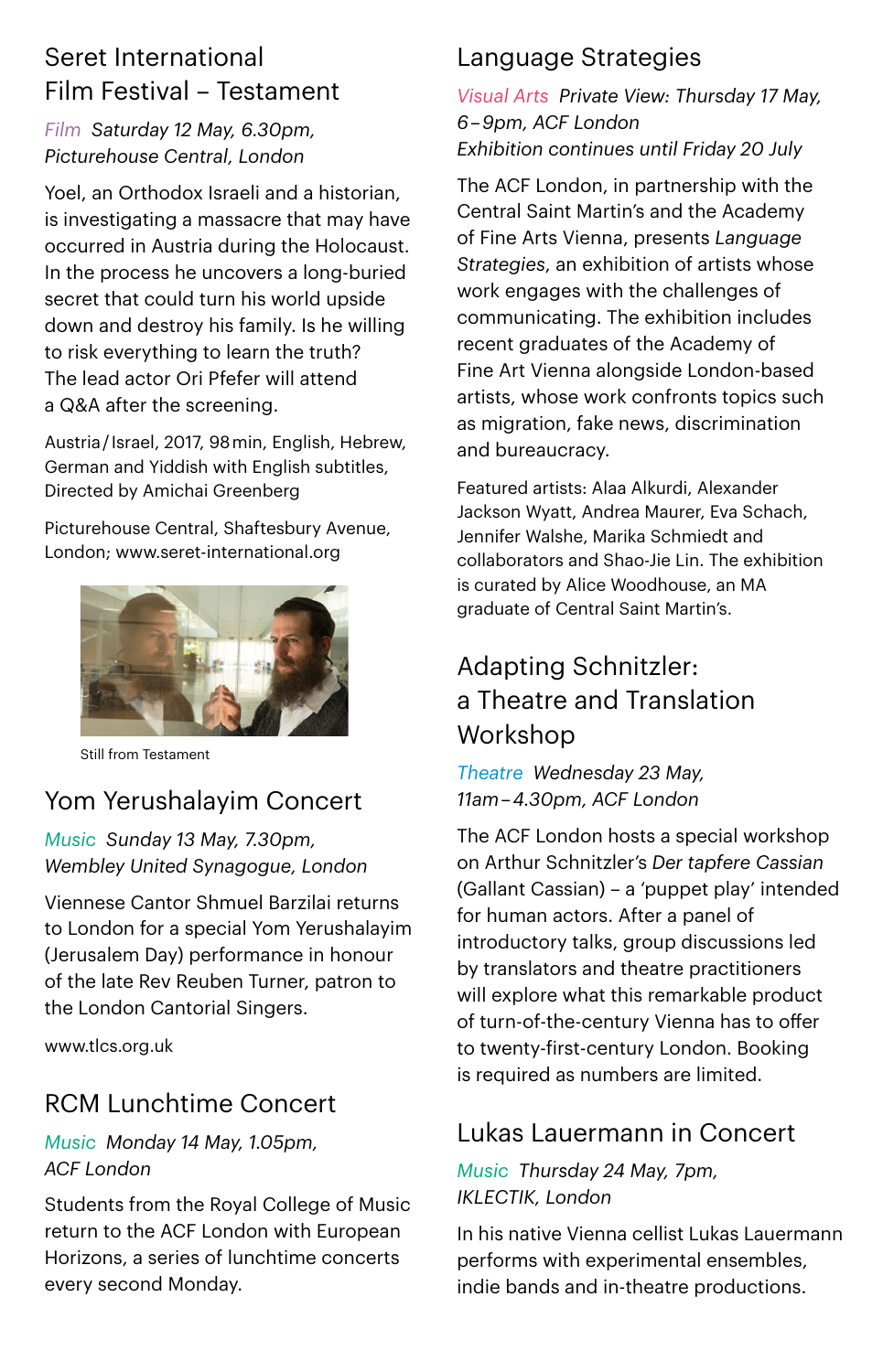## Seret International Film Festival – Testament

*Film* *Saturday 12 May, 6.30pm, Picturehouse Central, London*

Yoel, an Orthodox Israeli and a historian, is investigating a massacre that may have occurred in Austria during the Holocaust. In the process he uncovers a long-buried secret that could turn his world upside down and destroy his family. Is he willing to risk everything to learn the truth? The lead actor Ori Pfefer will attend a Q&A after the screening.

Austria / Israel, 2017, 98 min, English, Hebrew, German and Yiddish with English subtitles, Directed by Amichai Greenberg

Picturehouse Central, Shaftesbury Avenue, London; www.seret-international.org

Still from Testament

## Yom Yerushalayim Concert

*Music* *Sunday 13 May, 7.30pm, Wembley United Synagogue, London*

Viennese Cantor Shmuel Barzilai returns to London for a special Yom Yerushalayim (Jerusalem Day) performance in honour of the late Rev Reuben Turner, patron to the London Cantorial Singers.

www.tlcs.org.uk

## RCM Lunchtime Concert

*Music* *Monday 14 May, 1.05pm, ACF London*

Students from the Royal College of Music return to the ACF London with European Horizons, a series of lunchtime concerts every second Monday.

## Language Strategies

*Visual Arts* *Private View: Thursday 17 May, 6 – 9pm, ACF London*
*Exhibition continues until Friday 20 July*

The ACF London, in partnership with the Central Saint Martin's and the Academy of Fine Arts Vienna, presents *Language Strategies*, an exhibition of artists whose work engages with the challenges of communicating. The exhibition includes recent graduates of the Academy of Fine Art Vienna alongside London-based artists, whose work confronts topics such as migration, fake news, discrimination and bureaucracy.

Featured artists: Alaa Alkurdi, Alexander Jackson Wyatt, Andrea Maurer, Eva Schach, Jennifer Walshe, Marika Schmiedt and collaborators and Shao-Jie Lin. The exhibition is curated by Alice Woodhouse, an MA graduate of Central Saint Martin's.

## Adapting Schnitzler: a Theatre and Translation Workshop

*Theatre* *Wednesday 23 May, 11am – 4.30pm, ACF London*

The ACF London hosts a special workshop on Arthur Schnitzler's *Der tapfere Cassian* (Gallant Cassian) – a 'puppet play' intended for human actors. After a panel of introductory talks, group discussions led by translators and theatre practitioners will explore what this remarkable product of turn-of-the-century Vienna has to offer to twenty-first-century London. Booking is required as numbers are limited.

## Lukas Lauermann in Concert

*Music* *Thursday 24 May, 7pm, IKLECTIK, London*

In his native Vienna cellist Lukas Lauermann performs with experimental ensembles, indie bands and in-theatre productions.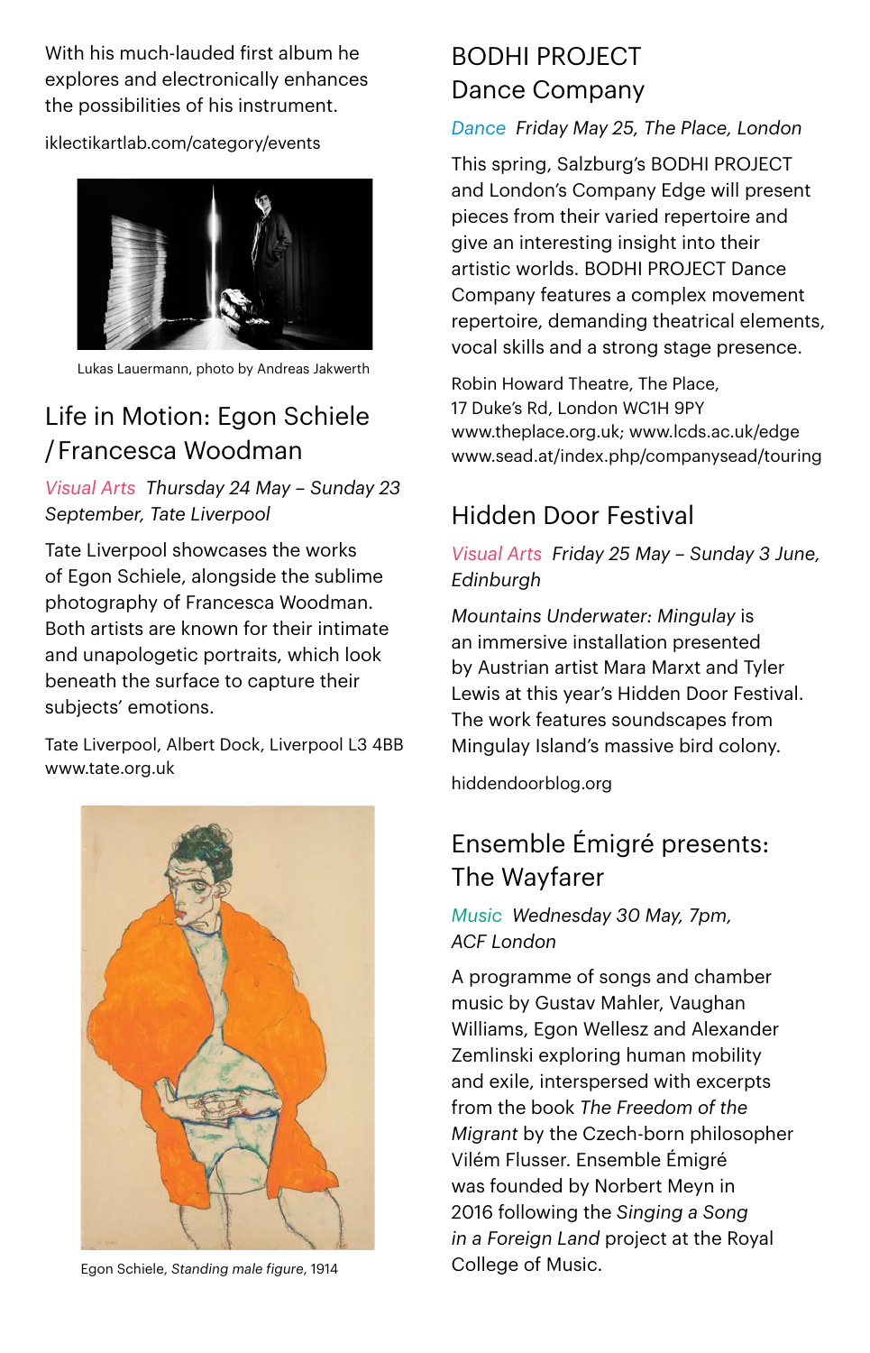With his much-lauded first album he explores and electronically enhances the possibilities of his instrument.

iklectikartlab.com/category/events

Lukas Lauermann, photo by Andreas Jakwerth

## Life in Motion: Egon Schiele / Francesca Woodman

*Visual Arts Thursday 24 May – Sunday 23 September, Tate Liverpool*

Tate Liverpool showcases the works of Egon Schiele, alongside the sublime photography of Francesca Woodman. Both artists are known for their intimate and unapologetic portraits, which look beneath the surface to capture their subjects' emotions.

Tate Liverpool, Albert Dock, Liverpool L3 4BB
www.tate.org.uk

Egon Schiele, *Standing male figure*, 1914

## BODHI PROJECT Dance Company

*Dance Friday May 25, The Place, London*

This spring, Salzburg's BODHI PROJECT and London's Company Edge will present pieces from their varied repertoire and give an interesting insight into their artistic worlds. BODHI PROJECT Dance Company features a complex movement repertoire, demanding theatrical elements, vocal skills and a strong stage presence.

Robin Howard Theatre, The Place,
17 Duke's Rd, London WC1H 9PY
www.theplace.org.uk; www.lcds.ac.uk/edge
www.sead.at/index.php/companysead/touring

## Hidden Door Festival

*Visual Arts Friday 25 May – Sunday 3 June, Edinburgh*

*Mountains Underwater: Mingulay* is an immersive installation presented by Austrian artist Mara Marxt and Tyler Lewis at this year's Hidden Door Festival. The work features soundscapes from Mingulay Island's massive bird colony.

hiddendoorblog.org

## Ensemble Émigré presents: The Wayfarer

*Music Wednesday 30 May, 7pm, ACF London*

A programme of songs and chamber music by Gustav Mahler, Vaughan Williams, Egon Wellesz and Alexander Zemlinski exploring human mobility and exile, interspersed with excerpts from the book *The Freedom of the Migrant* by the Czech-born philosopher Vilém Flusser. Ensemble Émigré was founded by Norbert Meyn in 2016 following the *Singing a Song in a Foreign Land* project at the Royal College of Music.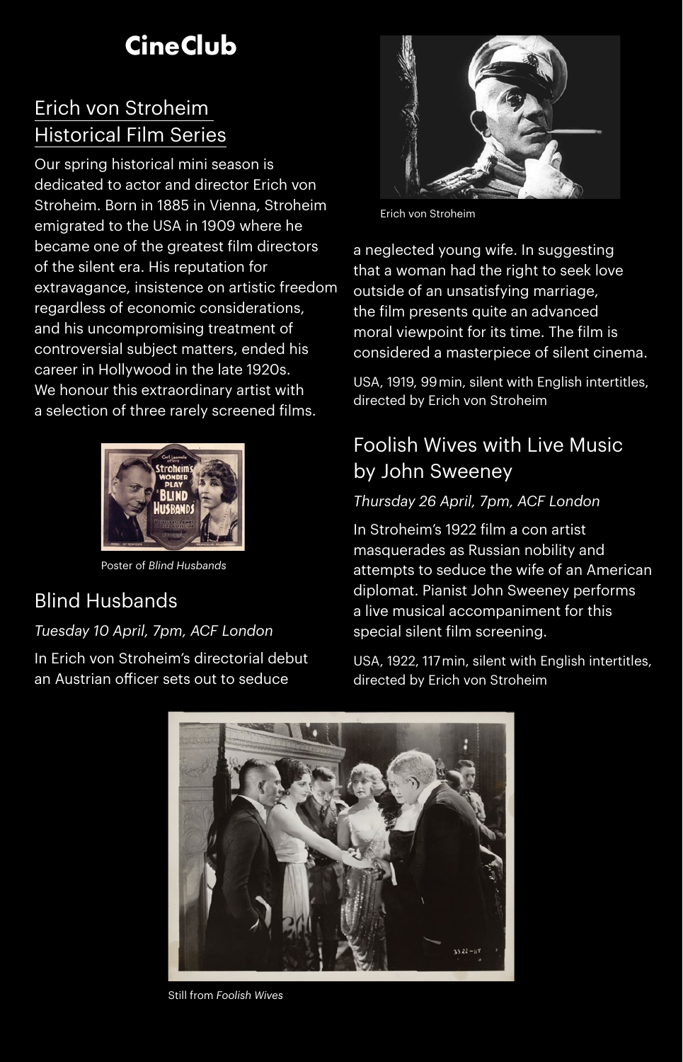# CineClub

## Erich von Stroheim Historical Film Series

Our spring historical mini season is dedicated to actor and director Erich von Stroheim. Born in 1885 in Vienna, Stroheim emigrated to the USA in 1909 where he became one of the greatest film directors of the silent era. His reputation for extravagance, insistence on artistic freedom regardless of economic considerations, and his uncompromising treatment of controversial subject matters, ended his career in Hollywood in the late 1920s. We honour this extraordinary artist with a selection of three rarely screened films.

Poster of *Blind Husbands*

Erich von Stroheim

## Blind Husbands

*Tuesday 10 April, 7pm, ACF London*

In Erich von Stroheim's directorial debut an Austrian officer sets out to seduce a neglected young wife. In suggesting that a woman had the right to seek love outside of an unsatisfying marriage, the film presents quite an advanced moral viewpoint for its time. The film is considered a masterpiece of silent cinema.

USA, 1919, 99 min, silent with English intertitles, directed by Erich von Stroheim

## Foolish Wives with Live Music by John Sweeney

*Thursday 26 April, 7pm, ACF London*

In Stroheim's 1922 film a con artist masquerades as Russian nobility and attempts to seduce the wife of an American diplomat. Pianist John Sweeney performs a live musical accompaniment for this special silent film screening.

USA, 1922, 117 min, silent with English intertitles, directed by Erich von Stroheim

Still from *Foolish Wives*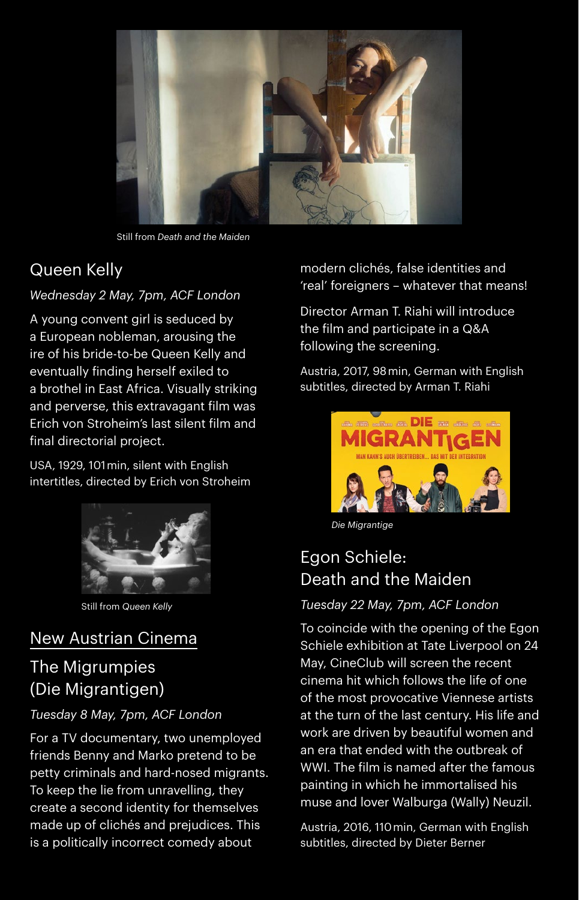Still from *Death and the Maiden*

## Queen Kelly

*Wednesday 2 May, 7pm, ACF London*

A young convent girl is seduced by a European nobleman, arousing the ire of his bride-to-be Queen Kelly and eventually finding herself exiled to a brothel in East Africa. Visually striking and perverse, this extravagant film was Erich von Stroheim's last silent film and final directorial project.

USA, 1929, 101 min, silent with English intertitles, directed by Erich von Stroheim

Still from *Queen Kelly*

# New Austrian Cinema

## The Migrumpies (Die Migrantigen)

*Tuesday 8 May, 7pm, ACF London*

For a TV documentary, two unemployed friends Benny and Marko pretend to be petty criminals and hard-nosed migrants. To keep the lie from unravelling, they create a second identity for themselves made up of clichés and prejudices. This is a politically incorrect comedy about modern clichés, false identities and 'real' foreigners – whatever that means!

Director Arman T. Riahi will introduce the film and participate in a Q&A following the screening.

Austria, 2017, 98 min, German with English subtitles, directed by Arman T. Riahi

*Die Migrantige*

## Egon Schiele: Death and the Maiden

*Tuesday 22 May, 7pm, ACF London*

To coincide with the opening of the Egon Schiele exhibition at Tate Liverpool on 24 May, CineClub will screen the recent cinema hit which follows the life of one of the most provocative Viennese artists at the turn of the last century. His life and work are driven by beautiful women and an era that ended with the outbreak of WWI. The film is named after the famous painting in which he immortalised his muse and lover Walburga (Wally) Neuzil.

Austria, 2016, 110 min, German with English subtitles, directed by Dieter Berner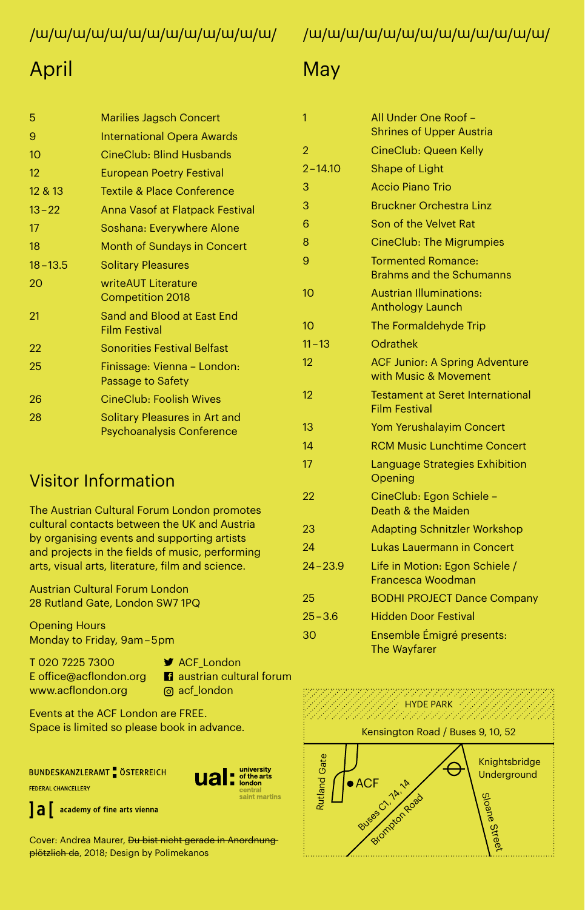/ɯ/ɯ/ɯ/ɯ/ɯ/ɯ/ɯ/ɯ/ɯ/ɯ/ɯ/ɯ/ɯ/

## April

| | |
|---|---|
| 5 | Marilies Jagsch Concert |
| 9 | International Opera Awards |
| 10 | CineClub: Blind Husbands |
| 12 | European Poetry Festival |
| 12 & 13 | Textile & Place Conference |
| 13–22 | Anna Vasof at Flatpack Festival |
| 17 | Soshana: Everywhere Alone |
| 18 | Month of Sundays in Concert |
| 18–13.5 | Solitary Pleasures |
| 20 | writeAUT Literature Competition 2018 |
| 21 | Sand and Blood at East End Film Festival |
| 22 | Sonorities Festival Belfast |
| 25 | Finissage: Vienna – London: Passage to Safety |
| 26 | CineClub: Foolish Wives |
| 28 | Solitary Pleasures in Art and Psychoanalysis Conference |

## Visitor Information

The Austrian Cultural Forum London promotes cultural contacts between the UK and Austria by organising events and supporting artists and projects in the fields of music, performing arts, visual arts, literature, film and science.

Austrian Cultural Forum London
28 Rutland Gate, London SW7 1PQ

Opening Hours
Monday to Friday, 9am–5pm

T 020 7225 7300
E office@acflondon.org
www.acflondon.org

ACF_London
austrian cultural forum
acf_london

Events at the ACF London are FREE.
Space is limited so please book in advance.

BUNDESKANZLERAMT ÖSTERREICH
FEDERAL CHANCELLERY

ual: university of the arts london central saint martins

]a[ academy of fine arts vienna

Cover: Andrea Maurer, ~~Du bist nicht gerade in Anordnung plötzlich da~~, 2018; Design by Polimekanos

/ɯ/ɯ/ɯ/ɯ/ɯ/ɯ/ɯ/ɯ/ɯ/ɯ/ɯ/ɯ/ɯ/

## May

| | |
|---|---|
| 1 | All Under One Roof – Shrines of Upper Austria |
| 2 | CineClub: Queen Kelly |
| 2–14.10 | Shape of Light |
| 3 | Accio Piano Trio |
| 3 | Bruckner Orchestra Linz |
| 6 | Son of the Velvet Rat |
| 8 | CineClub: The Migrumpies |
| 9 | Tormented Romance: Brahms and the Schumanns |
| 10 | Austrian Illuminations: Anthology Launch |
| 10 | The Formaldehyde Trip |
| 11–13 | Odrathek |
| 12 | ACF Junior: A Spring Adventure with Music & Movement |
| 12 | Testament at Seret International Film Festival |
| 13 | Yom Yerushalayim Concert |
| 14 | RCM Music Lunchtime Concert |
| 17 | Language Strategies Exhibition Opening |
| 22 | CineClub: Egon Schiele – Death & the Maiden |
| 23 | Adapting Schnitzler Workshop |
| 24 | Lukas Lauermann in Concert |
| 24–23.9 | Life in Motion: Egon Schiele / Francesca Woodman |
| 25 | BODHI PROJECT Dance Company |
| 25–3.6 | Hidden Door Festival |
| 30 | Ensemble Émigré presents: The Wayfarer |

HYDE PARK
Kensington Road / Buses 9, 10, 52
Rutland Gate
ACF
Buses C1, 74, 14
Brompton Road
Knightsbridge Underground
Sloane Street